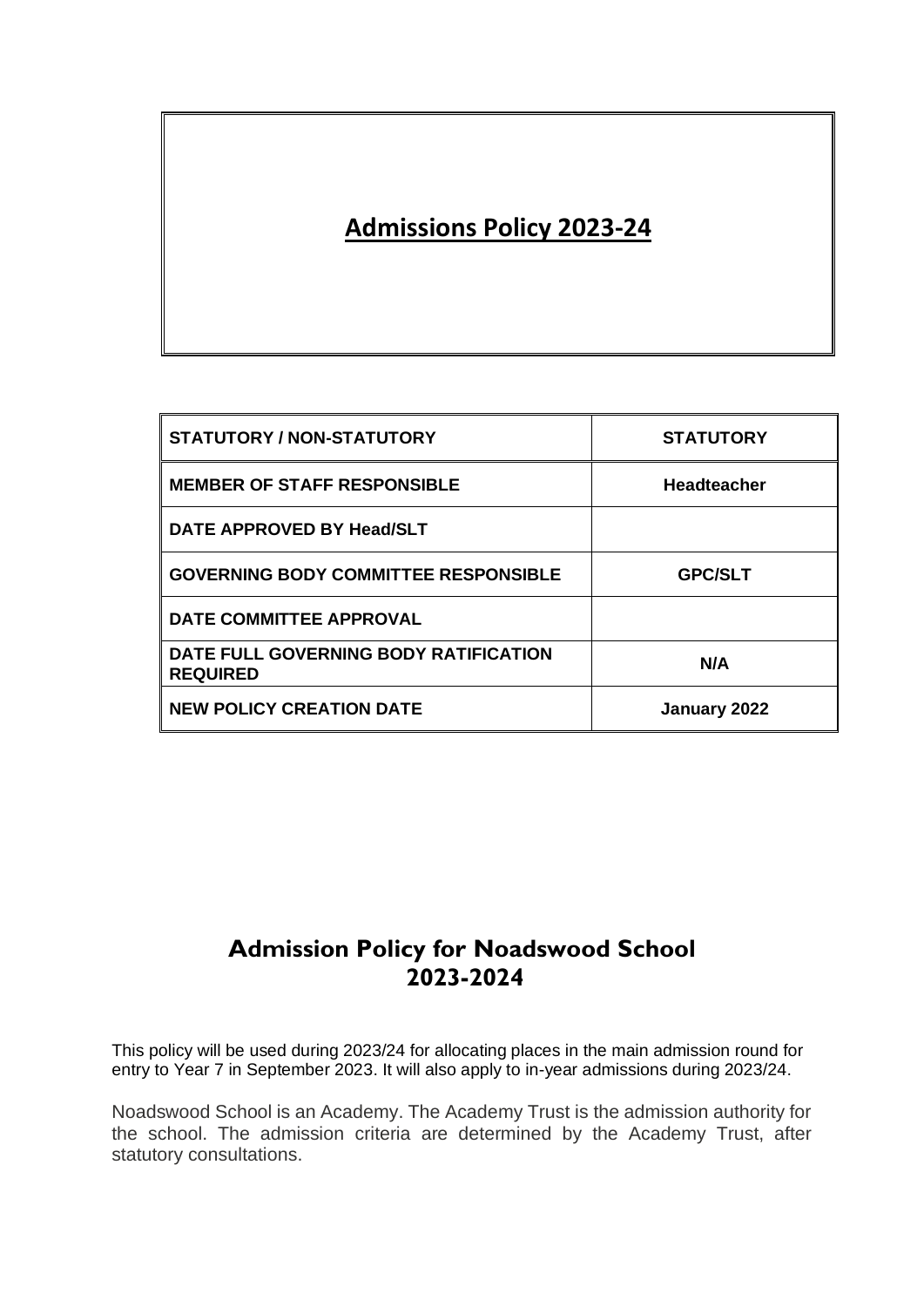# Admissions Policy 2023-24

| STATUTORY / NON-STATUTORY | STATUTORY |
|---|---|
| MEMBER OF STAFF RESPONSIBLE | Headteacher |
| DATE APPROVED BY Head/SLT | |
| GOVERNING BODY COMMITTEE RESPONSIBLE | GPC/SLT |
| DATE COMMITTEE APPROVAL | |
| DATE FULL GOVERNING BODY RATIFICATION REQUIRED | N/A |
| NEW POLICY CREATION DATE | January 2022 |

## Admission Policy for Noadswood School 2023-2024

This policy will be used during 2023/24 for allocating places in the main admission round for entry to Year 7 in September 2023. It will also apply to in-year admissions during 2023/24.

Noadswood School is an Academy. The Academy Trust is the admission authority for the school. The admission criteria are determined by the Academy Trust, after statutory consultations.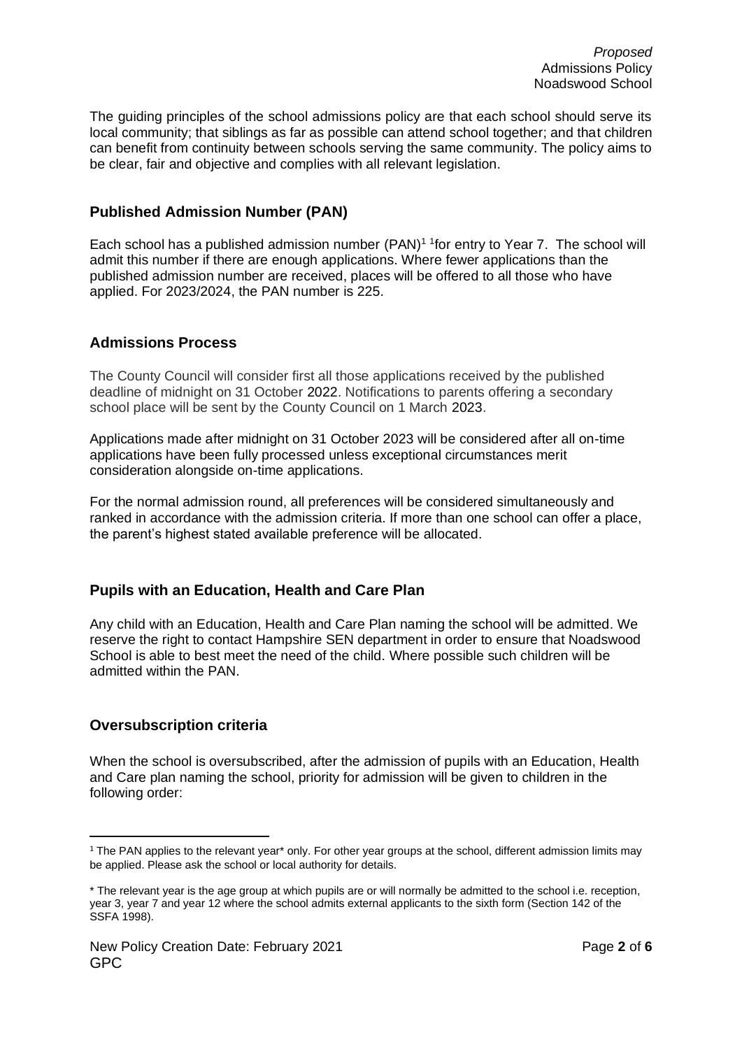The guiding principles of the school admissions policy are that each school should serve its local community; that siblings as far as possible can attend school together; and that children can benefit from continuity between schools serving the same community. The policy aims to be clear, fair and objective and complies with all relevant legislation.

## Published Admission Number (PAN)

Each school has a published admission number (PAN)[1] [1]for entry to Year 7. The school will admit this number if there are enough applications. Where fewer applications than the published admission number are received, places will be offered to all those who have applied. For 2023/2024, the PAN number is 225.

## Admissions Process

The County Council will consider first all those applications received by the published deadline of midnight on 31 October 2022. Notifications to parents offering a secondary school place will be sent by the County Council on 1 March 2023.

Applications made after midnight on 31 October 2023 will be considered after all on-time applications have been fully processed unless exceptional circumstances merit consideration alongside on-time applications.

For the normal admission round, all preferences will be considered simultaneously and ranked in accordance with the admission criteria. If more than one school can offer a place, the parent's highest stated available preference will be allocated.

## Pupils with an Education, Health and Care Plan

Any child with an Education, Health and Care Plan naming the school will be admitted. We reserve the right to contact Hampshire SEN department in order to ensure that Noadswood School is able to best meet the need of the child. Where possible such children will be admitted within the PAN.

## Oversubscription criteria

When the school is oversubscribed, after the admission of pupils with an Education, Health and Care plan naming the school, priority for admission will be given to children in the following order:

---

[1] The PAN applies to the relevant year* only. For other year groups at the school, different admission limits may be applied. Please ask the school or local authority for details.

* The relevant year is the age group at which pupils are or will normally be admitted to the school i.e. reception, year 3, year 7 and year 12 where the school admits external applicants to the sixth form (Section 142 of the SSFA 1998).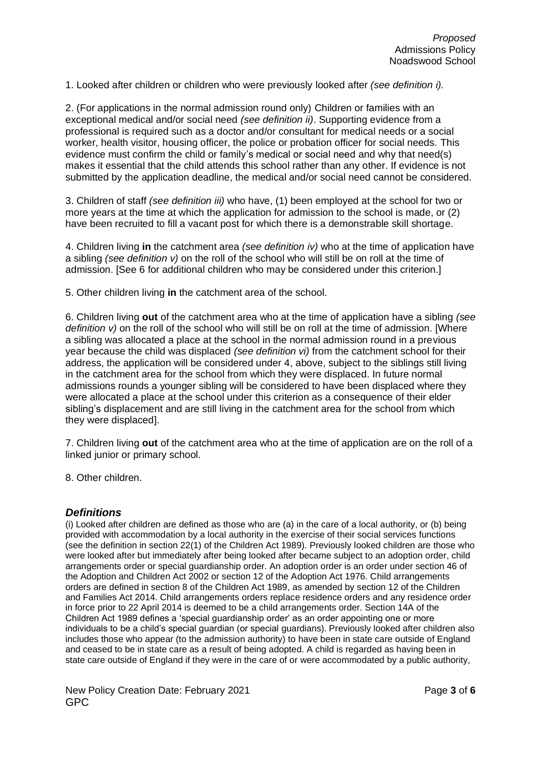1. Looked after children or children who were previously looked after *(see definition i).*

2. (For applications in the normal admission round only) Children or families with an exceptional medical and/or social need *(see definition ii)*. Supporting evidence from a professional is required such as a doctor and/or consultant for medical needs or a social worker, health visitor, housing officer, the police or probation officer for social needs. This evidence must confirm the child or family's medical or social need and why that need(s) makes it essential that the child attends this school rather than any other. If evidence is not submitted by the application deadline, the medical and/or social need cannot be considered.

3. Children of staff *(see definition iii)* who have, (1) been employed at the school for two or more years at the time at which the application for admission to the school is made, or (2) have been recruited to fill a vacant post for which there is a demonstrable skill shortage.

4. Children living **in** the catchment area *(see definition iv)* who at the time of application have a sibling *(see definition v)* on the roll of the school who will still be on roll at the time of admission. [See 6 for additional children who may be considered under this criterion.]

5. Other children living **in** the catchment area of the school.

6. Children living **out** of the catchment area who at the time of application have a sibling *(see definition v)* on the roll of the school who will still be on roll at the time of admission. [Where a sibling was allocated a place at the school in the normal admission round in a previous year because the child was displaced *(see definition vi)* from the catchment school for their address, the application will be considered under 4, above, subject to the siblings still living in the catchment area for the school from which they were displaced. In future normal admissions rounds a younger sibling will be considered to have been displaced where they were allocated a place at the school under this criterion as a consequence of their elder sibling's displacement and are still living in the catchment area for the school from which they were displaced].

7. Children living **out** of the catchment area who at the time of application are on the roll of a linked junior or primary school.

8. Other children.

## *Definitions*

(i) Looked after children are defined as those who are (a) in the care of a local authority, or (b) being provided with accommodation by a local authority in the exercise of their social services functions (see the definition in section 22(1) of the Children Act 1989). Previously looked children are those who were looked after but immediately after being looked after became subject to an adoption order, child arrangements order or special guardianship order. An adoption order is an order under section 46 of the Adoption and Children Act 2002 or section 12 of the Adoption Act 1976. Child arrangements orders are defined in section 8 of the Children Act 1989, as amended by section 12 of the Children and Families Act 2014. Child arrangements orders replace residence orders and any residence order in force prior to 22 April 2014 is deemed to be a child arrangements order. Section 14A of the Children Act 1989 defines a 'special guardianship order' as an order appointing one or more individuals to be a child's special guardian (or special guardians). Previously looked after children also includes those who appear (to the admission authority) to have been in state care outside of England and ceased to be in state care as a result of being adopted. A child is regarded as having been in state care outside of England if they were in the care of or were accommodated by a public authority,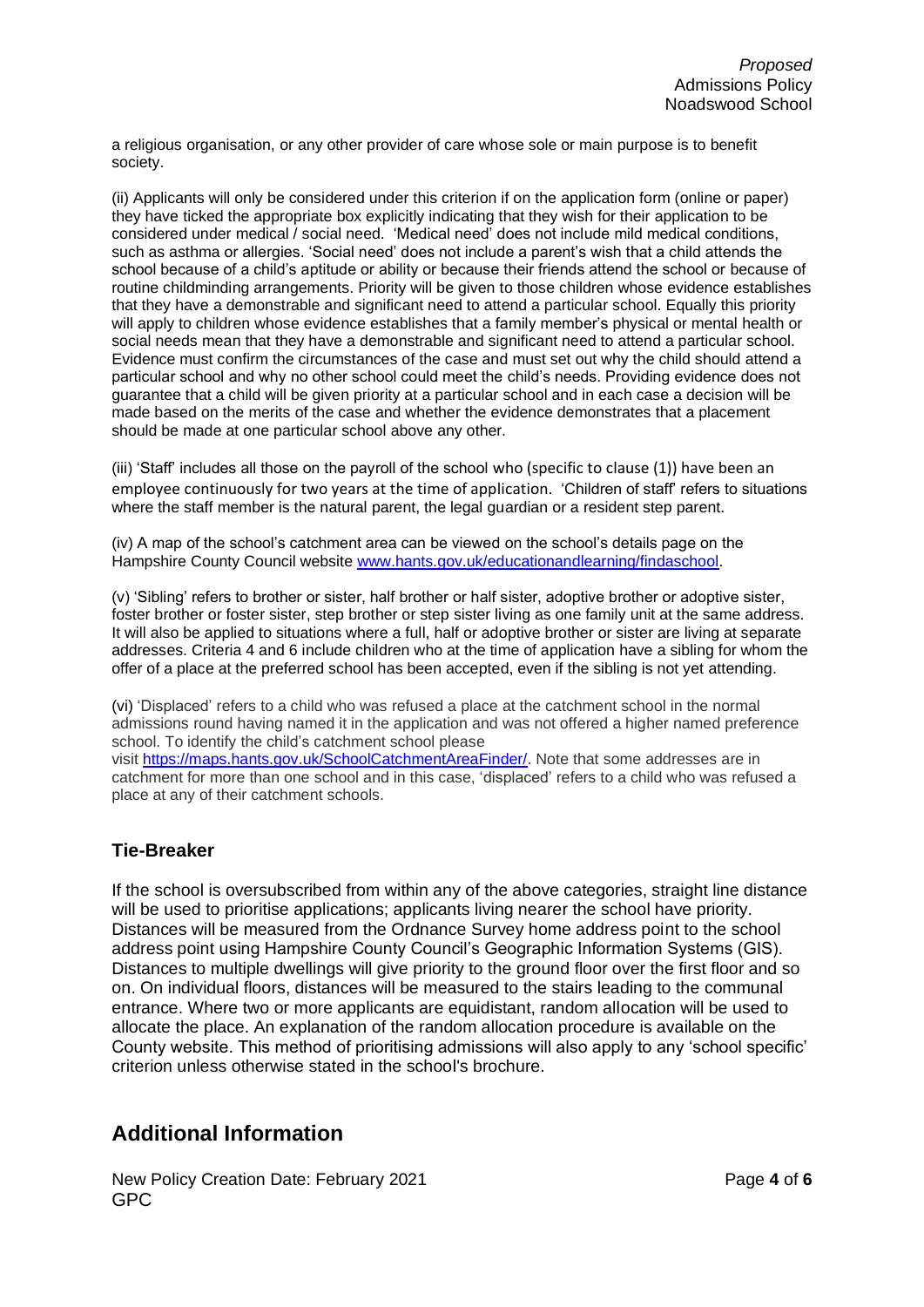a religious organisation, or any other provider of care whose sole or main purpose is to benefit society.

(ii) Applicants will only be considered under this criterion if on the application form (online or paper) they have ticked the appropriate box explicitly indicating that they wish for their application to be considered under medical / social need. 'Medical need' does not include mild medical conditions, such as asthma or allergies. 'Social need' does not include a parent's wish that a child attends the school because of a child's aptitude or ability or because their friends attend the school or because of routine childminding arrangements. Priority will be given to those children whose evidence establishes that they have a demonstrable and significant need to attend a particular school. Equally this priority will apply to children whose evidence establishes that a family member's physical or mental health or social needs mean that they have a demonstrable and significant need to attend a particular school. Evidence must confirm the circumstances of the case and must set out why the child should attend a particular school and why no other school could meet the child's needs. Providing evidence does not guarantee that a child will be given priority at a particular school and in each case a decision will be made based on the merits of the case and whether the evidence demonstrates that a placement should be made at one particular school above any other.

(iii) 'Staff' includes all those on the payroll of the school who (specific to clause (1)) have been an employee continuously for two years at the time of application. 'Children of staff' refers to situations where the staff member is the natural parent, the legal guardian or a resident step parent.

(iv) A map of the school's catchment area can be viewed on the school's details page on the Hampshire County Council website [www.hants.gov.uk/educationandlearning/findaschool](www.hants.gov.uk/educationandlearning/findaschool).

(v) 'Sibling' refers to brother or sister, half brother or half sister, adoptive brother or adoptive sister, foster brother or foster sister, step brother or step sister living as one family unit at the same address. It will also be applied to situations where a full, half or adoptive brother or sister are living at separate addresses. Criteria 4 and 6 include children who at the time of application have a sibling for whom the offer of a place at the preferred school has been accepted, even if the sibling is not yet attending.

(vi) 'Displaced' refers to a child who was refused a place at the catchment school in the normal admissions round having named it in the application and was not offered a higher named preference school. To identify the child's catchment school please visit [https://maps.hants.gov.uk/SchoolCatchmentAreaFinder/](https://maps.hants.gov.uk/SchoolCatchmentAreaFinder/). Note that some addresses are in catchment for more than one school and in this case, 'displaced' refers to a child who was refused a place at any of their catchment schools.

### Tie-Breaker

If the school is oversubscribed from within any of the above categories, straight line distance will be used to prioritise applications; applicants living nearer the school have priority. Distances will be measured from the Ordnance Survey home address point to the school address point using Hampshire County Council's Geographic Information Systems (GIS). Distances to multiple dwellings will give priority to the ground floor over the first floor and so on. On individual floors, distances will be measured to the stairs leading to the communal entrance. Where two or more applicants are equidistant, random allocation will be used to allocate the place. An explanation of the random allocation procedure is available on the County website. This method of prioritising admissions will also apply to any 'school specific' criterion unless otherwise stated in the school's brochure.

## Additional Information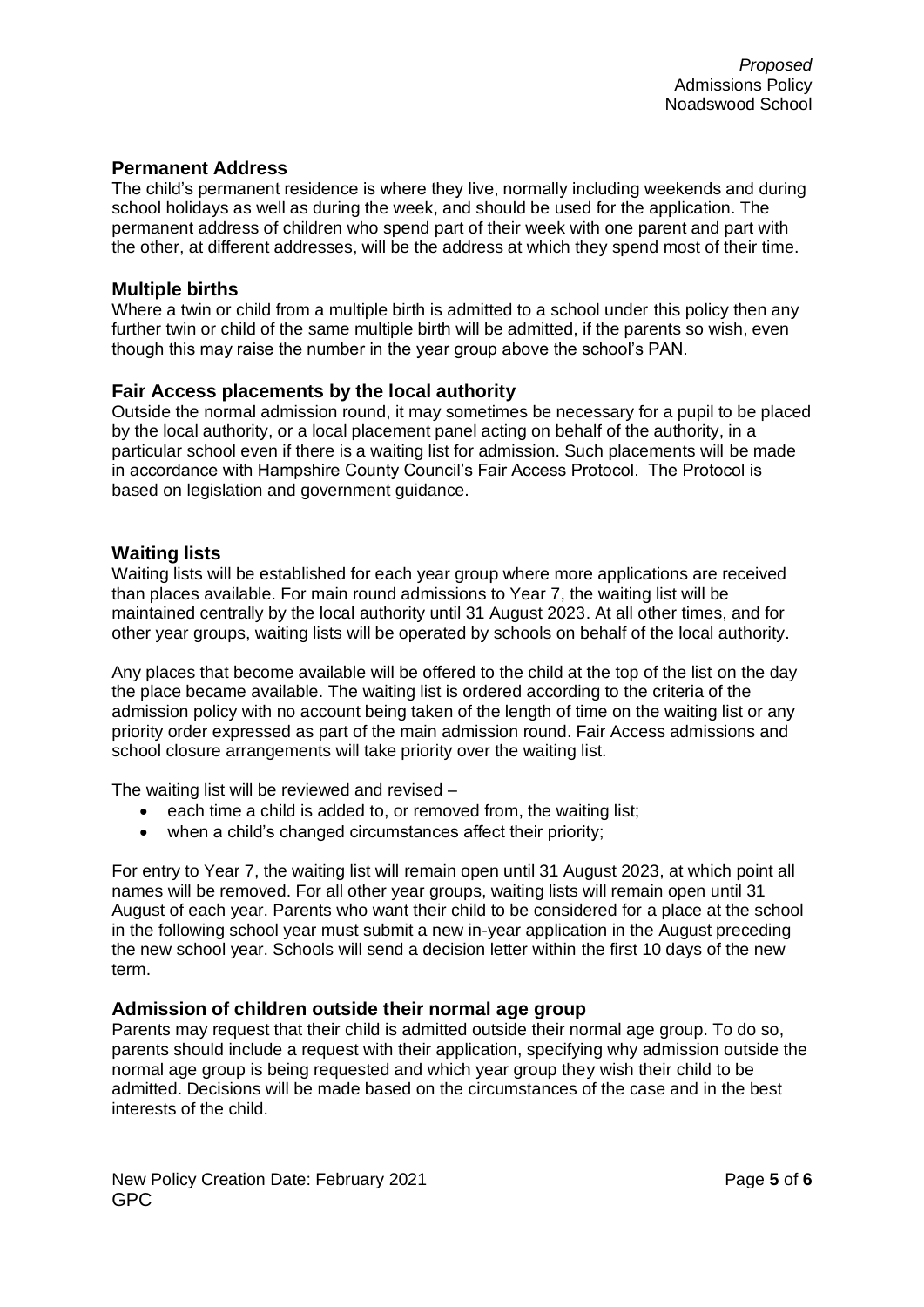## Permanent Address

The child's permanent residence is where they live, normally including weekends and during school holidays as well as during the week, and should be used for the application. The permanent address of children who spend part of their week with one parent and part with the other, at different addresses, will be the address at which they spend most of their time.

## Multiple births

Where a twin or child from a multiple birth is admitted to a school under this policy then any further twin or child of the same multiple birth will be admitted, if the parents so wish, even though this may raise the number in the year group above the school's PAN.

## Fair Access placements by the local authority

Outside the normal admission round, it may sometimes be necessary for a pupil to be placed by the local authority, or a local placement panel acting on behalf of the authority, in a particular school even if there is a waiting list for admission. Such placements will be made in accordance with Hampshire County Council's Fair Access Protocol. The Protocol is based on legislation and government guidance.

## Waiting lists

Waiting lists will be established for each year group where more applications are received than places available. For main round admissions to Year 7, the waiting list will be maintained centrally by the local authority until 31 August 2023. At all other times, and for other year groups, waiting lists will be operated by schools on behalf of the local authority.

Any places that become available will be offered to the child at the top of the list on the day the place became available. The waiting list is ordered according to the criteria of the admission policy with no account being taken of the length of time on the waiting list or any priority order expressed as part of the main admission round. Fair Access admissions and school closure arrangements will take priority over the waiting list.

The waiting list will be reviewed and revised –

- each time a child is added to, or removed from, the waiting list;
- when a child's changed circumstances affect their priority;

For entry to Year 7, the waiting list will remain open until 31 August 2023, at which point all names will be removed. For all other year groups, waiting lists will remain open until 31 August of each year. Parents who want their child to be considered for a place at the school in the following school year must submit a new in-year application in the August preceding the new school year. Schools will send a decision letter within the first 10 days of the new term.

## Admission of children outside their normal age group

Parents may request that their child is admitted outside their normal age group. To do so, parents should include a request with their application, specifying why admission outside the normal age group is being requested and which year group they wish their child to be admitted. Decisions will be made based on the circumstances of the case and in the best interests of the child.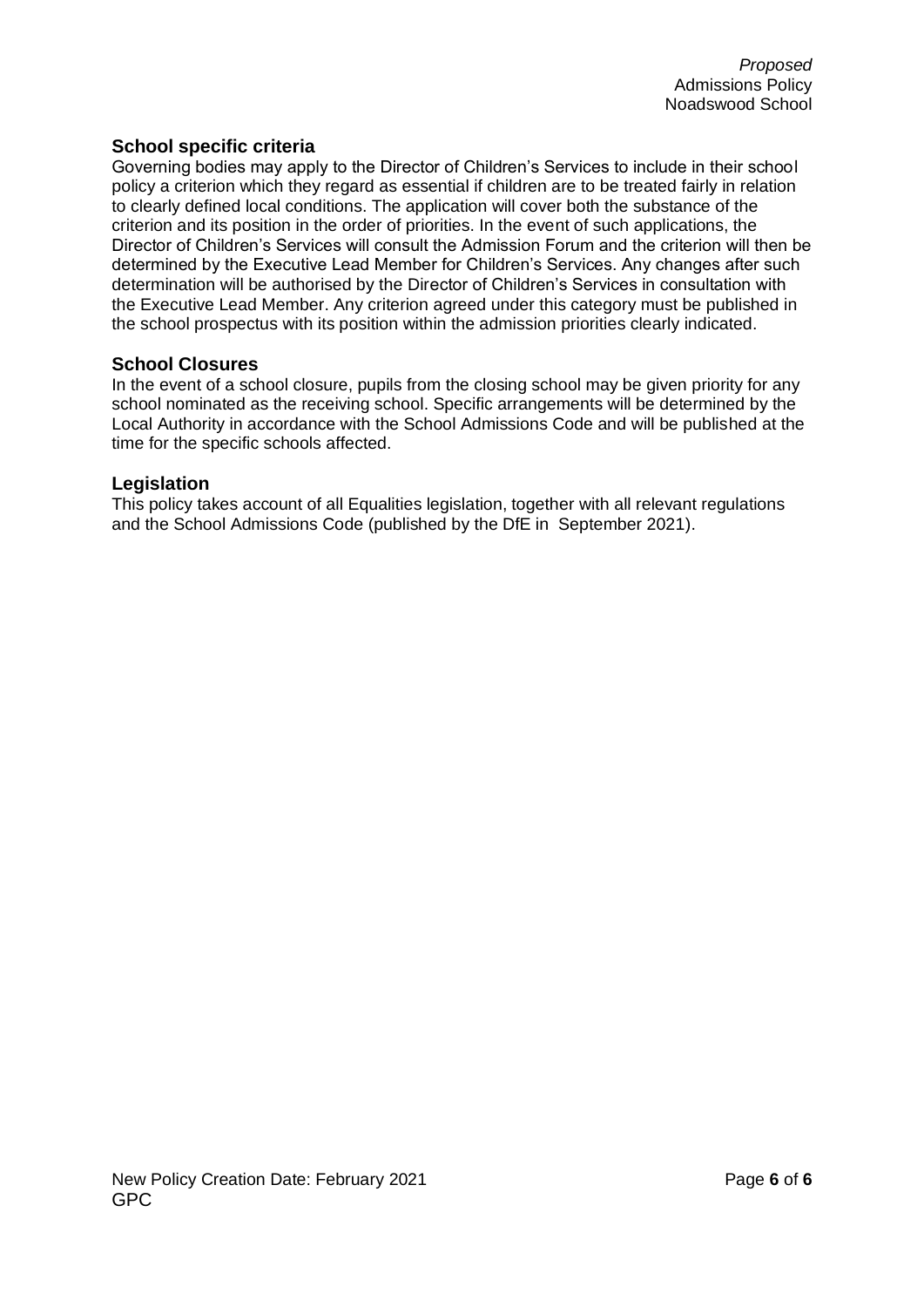## School specific criteria

Governing bodies may apply to the Director of Children's Services to include in their school policy a criterion which they regard as essential if children are to be treated fairly in relation to clearly defined local conditions. The application will cover both the substance of the criterion and its position in the order of priorities. In the event of such applications, the Director of Children's Services will consult the Admission Forum and the criterion will then be determined by the Executive Lead Member for Children's Services. Any changes after such determination will be authorised by the Director of Children's Services in consultation with the Executive Lead Member. Any criterion agreed under this category must be published in the school prospectus with its position within the admission priorities clearly indicated.

## School Closures

In the event of a school closure, pupils from the closing school may be given priority for any school nominated as the receiving school. Specific arrangements will be determined by the Local Authority in accordance with the School Admissions Code and will be published at the time for the specific schools affected.

## Legislation

This policy takes account of all Equalities legislation, together with all relevant regulations and the School Admissions Code (published by the DfE in September 2021).